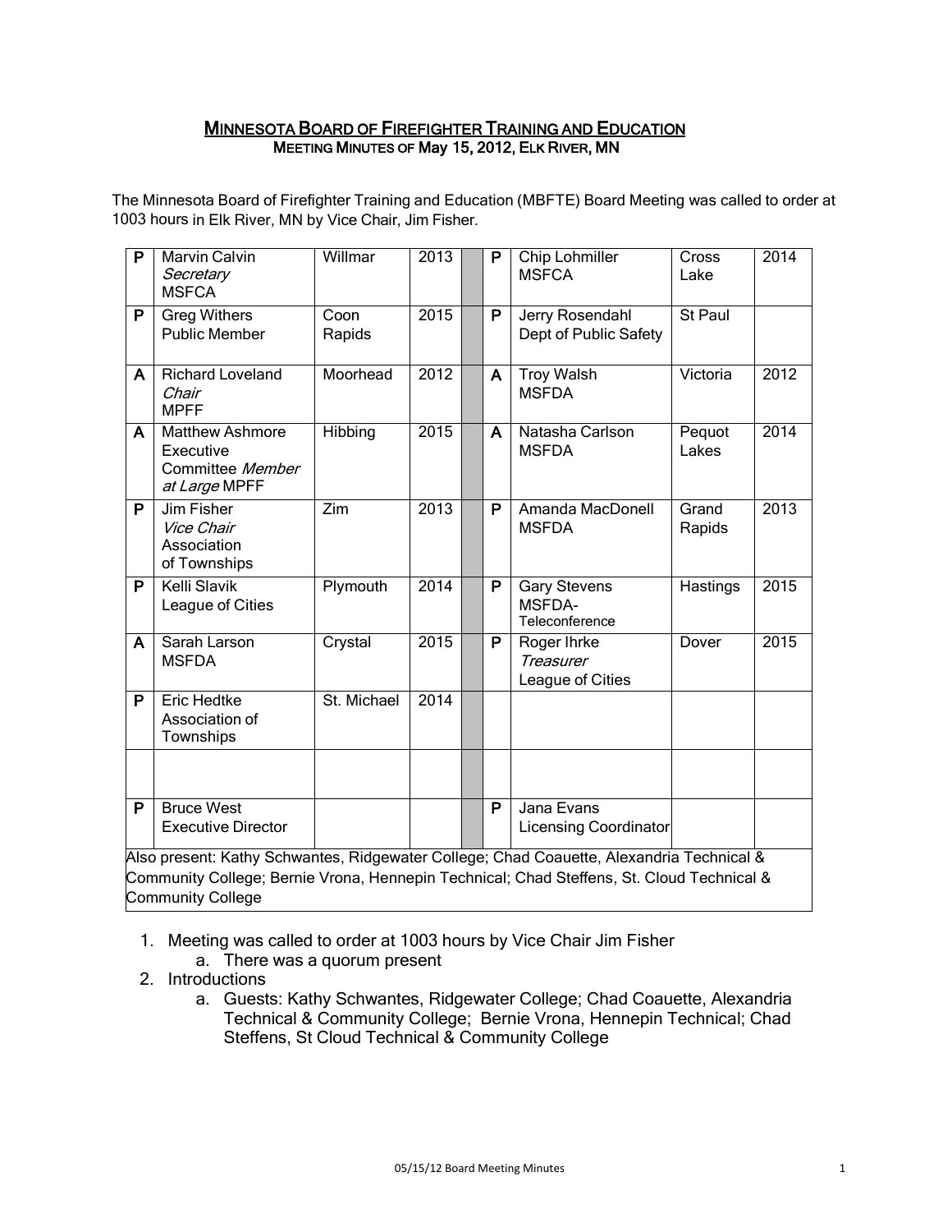# MINNESOTA BOARD OF FIREFIGHTER TRAINING AND EDUCATION

## MEETING MINUTES OF May 15, 2012, ELK RIVER, MN

The Minnesota Board of Firefighter Training and Education (MBFTE) Board Meeting was called to order at 1003 hours in Elk River, MN by Vice Chair, Jim Fisher.

| | | | | | | | | |
|---|---|---|---|---|---|---|---|---|
| P | Marvin Calvin *Secretary* MSFCA | Willmar | 2013 | | P | Chip Lohmiller MSFCA | Cross Lake | 2014 |
| P | Greg Withers Public Member | Coon Rapids | 2015 | | P | Jerry Rosendahl Dept of Public Safety | St Paul | |
| A | Richard Loveland *Chair* MPFF | Moorhead | 2012 | | A | Troy Walsh MSFDA | Victoria | 2012 |
| A | Matthew Ashmore Executive Committee *Member at Large* MPFF | Hibbing | 2015 | | A | Natasha Carlson MSFDA | Pequot Lakes | 2014 |
| P | Jim Fisher *Vice Chair* Association of Townships | Zim | 2013 | | P | Amanda MacDonell MSFDA | Grand Rapids | 2013 |
| P | Kelli Slavik League of Cities | Plymouth | 2014 | | P | Gary Stevens MSFDA-Teleconference | Hastings | 2015 |
| A | Sarah Larson MSFDA | Crystal | 2015 | | P | Roger Ihrke *Treasurer* League of Cities | Dover | 2015 |
| P | Eric Hedtke Association of Townships | St. Michael | 2014 | | | | | |
| | | | | | | | | |
| P | Bruce West Executive Director | | | | P | Jana Evans Licensing Coordinator | | |
| Also present: Kathy Schwantes, Ridgewater College; Chad Coauette, Alexandria Technical & Community College; Bernie Vrona, Hennepin Technical; Chad Steffens, St. Cloud Technical & Community College | | | | | | | | |

1. Meeting was called to order at 1003 hours by Vice Chair Jim Fisher
   a. There was a quorum present
2. Introductions
   a. Guests: Kathy Schwantes, Ridgewater College; Chad Coauette, Alexandria Technical & Community College; Bernie Vrona, Hennepin Technical; Chad Steffens, St Cloud Technical & Community College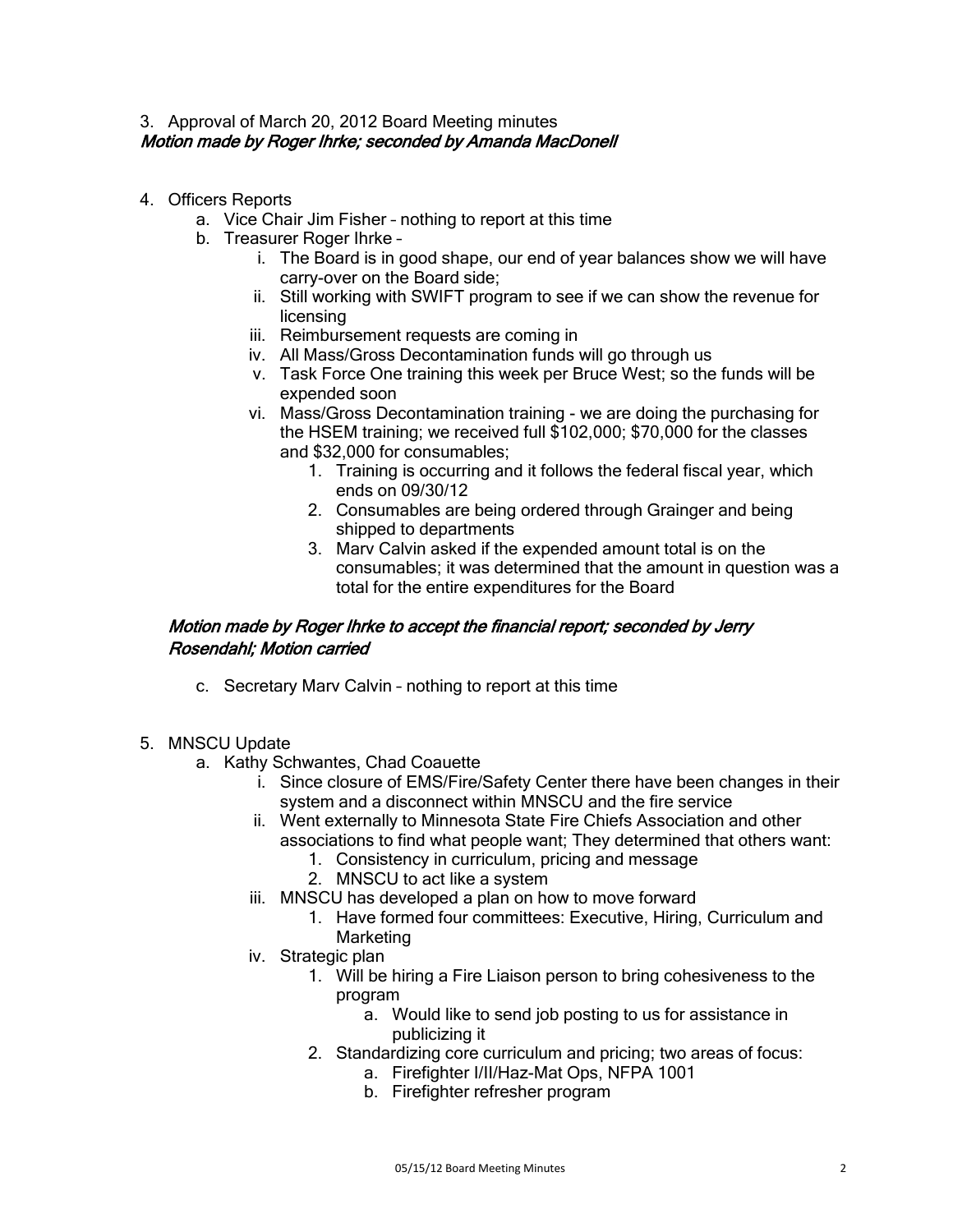3. Approval of March 20, 2012 Board Meeting minutes

*Motion made by Roger Ihrke; seconded by Amanda MacDonell*

4. Officers Reports
    a. Vice Chair Jim Fisher – nothing to report at this time
    b. Treasurer Roger Ihrke –
        i. The Board is in good shape, our end of year balances show we will have carry-over on the Board side;
        ii. Still working with SWIFT program to see if we can show the revenue for licensing
        iii. Reimbursement requests are coming in
        iv. All Mass/Gross Decontamination funds will go through us
        v. Task Force One training this week per Bruce West; so the funds will be expended soon
        vi. Mass/Gross Decontamination training - we are doing the purchasing for the HSEM training; we received full $102,000; $70,000 for the classes and $32,000 for consumables;
            1. Training is occurring and it follows the federal fiscal year, which ends on 09/30/12
            2. Consumables are being ordered through Grainger and being shipped to departments
            3. Marv Calvin asked if the expended amount total is on the consumables; it was determined that the amount in question was a total for the entire expenditures for the Board

    *Motion made by Roger Ihrke to accept the financial report; seconded by Jerry Rosendahl; Motion carried*

    c. Secretary Marv Calvin – nothing to report at this time

5. MNSCU Update
    a. Kathy Schwantes, Chad Coauette
        i. Since closure of EMS/Fire/Safety Center there have been changes in their system and a disconnect within MNSCU and the fire service
        ii. Went externally to Minnesota State Fire Chiefs Association and other associations to find what people want; They determined that others want:
            1. Consistency in curriculum, pricing and message
            2. MNSCU to act like a system
        iii. MNSCU has developed a plan on how to move forward
            1. Have formed four committees: Executive, Hiring, Curriculum and Marketing
        iv. Strategic plan
            1. Will be hiring a Fire Liaison person to bring cohesiveness to the program
                a. Would like to send job posting to us for assistance in publicizing it
            2. Standardizing core curriculum and pricing; two areas of focus:
                a. Firefighter I/II/Haz-Mat Ops, NFPA 1001
                b. Firefighter refresher program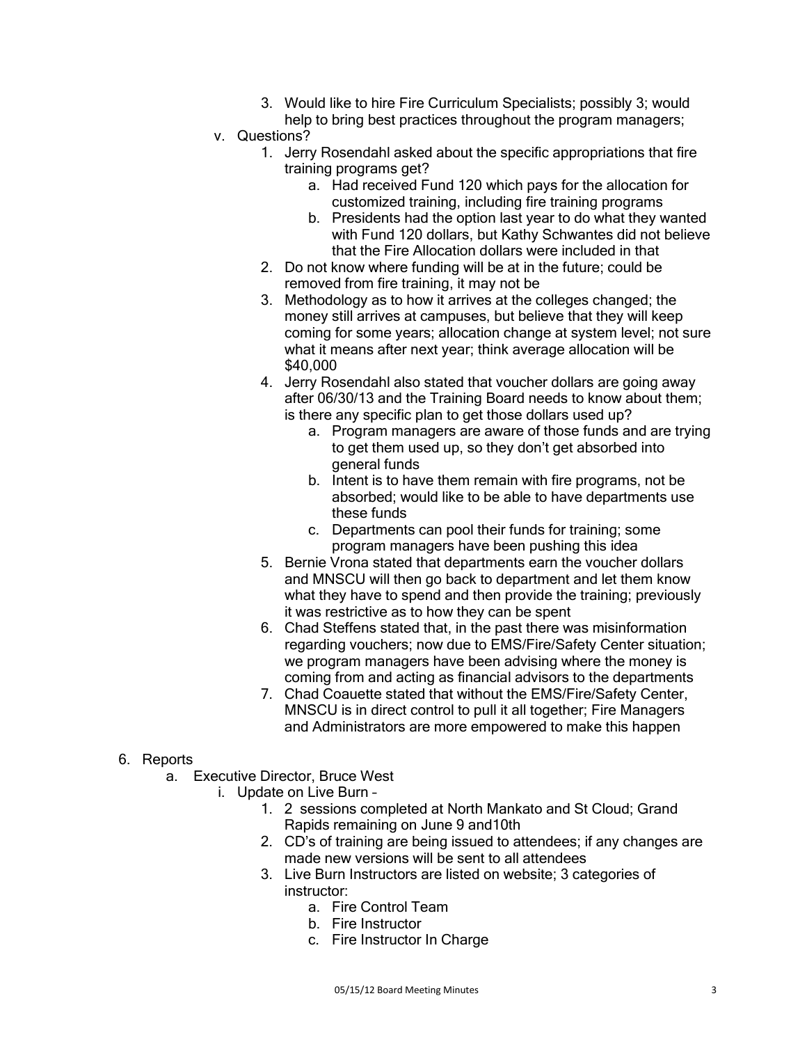3. Would like to hire Fire Curriculum Specialists; possibly 3; would help to bring best practices throughout the program managers;

v. Questions?

1. Jerry Rosendahl asked about the specific appropriations that fire training programs get?
   a. Had received Fund 120 which pays for the allocation for customized training, including fire training programs
   b. Presidents had the option last year to do what they wanted with Fund 120 dollars, but Kathy Schwantes did not believe that the Fire Allocation dollars were included in that
2. Do not know where funding will be at in the future; could be removed from fire training, it may not be
3. Methodology as to how it arrives at the colleges changed; the money still arrives at campuses, but believe that they will keep coming for some years; allocation change at system level; not sure what it means after next year; think average allocation will be $40,000
4. Jerry Rosendahl also stated that voucher dollars are going away after 06/30/13 and the Training Board needs to know about them; is there any specific plan to get those dollars used up?
   a. Program managers are aware of those funds and are trying to get them used up, so they don't get absorbed into general funds
   b. Intent is to have them remain with fire programs, not be absorbed; would like to be able to have departments use these funds
   c. Departments can pool their funds for training; some program managers have been pushing this idea
5. Bernie Vrona stated that departments earn the voucher dollars and MNSCU will then go back to department and let them know what they have to spend and then provide the training; previously it was restrictive as to how they can be spent
6. Chad Steffens stated that, in the past there was misinformation regarding vouchers; now due to EMS/Fire/Safety Center situation; we program managers have been advising where the money is coming from and acting as financial advisors to the departments
7. Chad Coauette stated that without the EMS/Fire/Safety Center, MNSCU is in direct control to pull it all together; Fire Managers and Administrators are more empowered to make this happen

6. Reports

a. Executive Director, Bruce West

i. Update on Live Burn –

1. 2 sessions completed at North Mankato and St Cloud; Grand Rapids remaining on June 9 and10th
2. CD's of training are being issued to attendees; if any changes are made new versions will be sent to all attendees
3. Live Burn Instructors are listed on website; 3 categories of instructor:
   a. Fire Control Team
   b. Fire Instructor
   c. Fire Instructor In Charge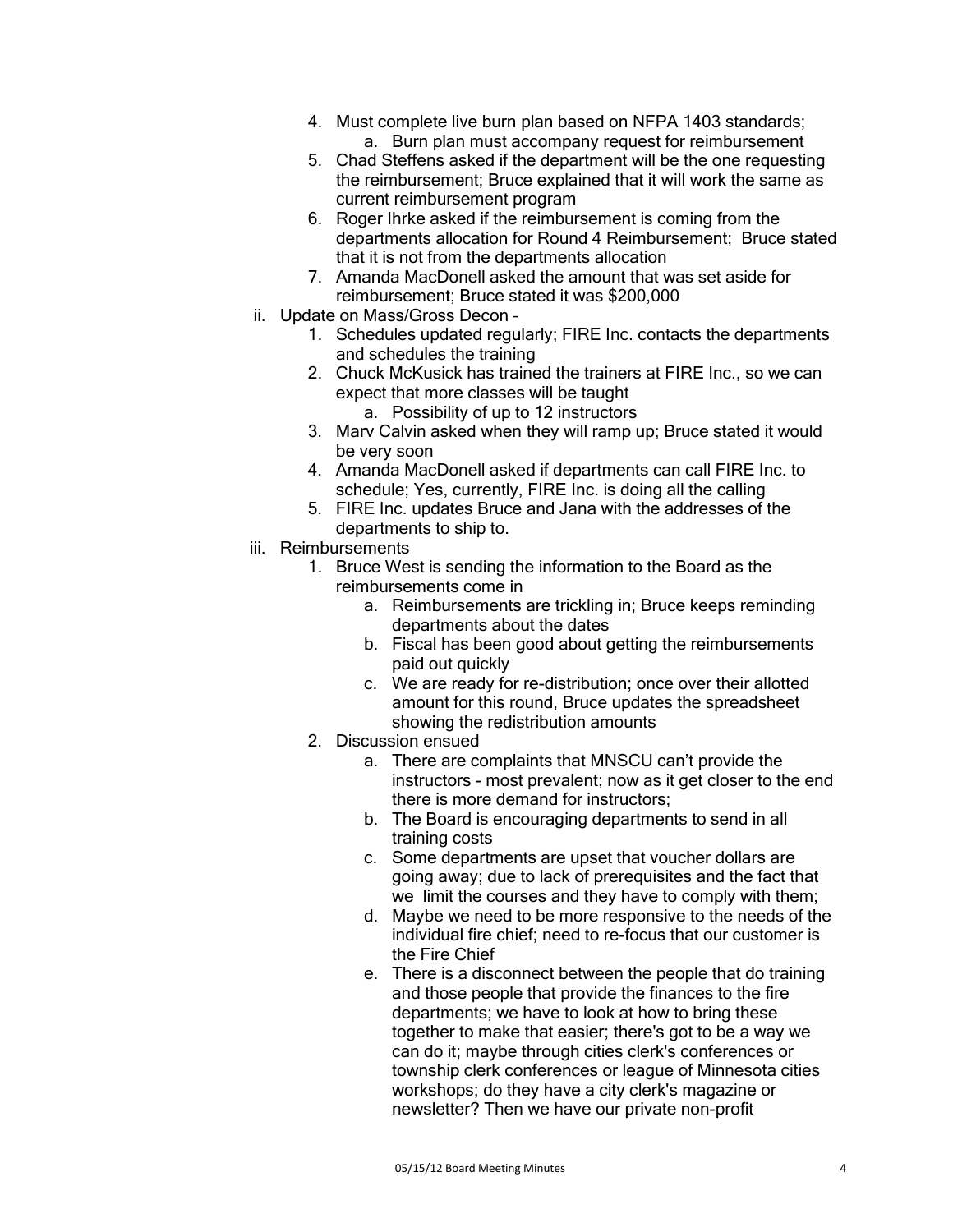4. Must complete live burn plan based on NFPA 1403 standards;
    a. Burn plan must accompany request for reimbursement
5. Chad Steffens asked if the department will be the one requesting the reimbursement; Bruce explained that it will work the same as current reimbursement program
6. Roger Ihrke asked if the reimbursement is coming from the departments allocation for Round 4 Reimbursement; Bruce stated that it is not from the departments allocation
7. Amanda MacDonell asked the amount that was set aside for reimbursement; Bruce stated it was $200,000

ii. Update on Mass/Gross Decon –
1. Schedules updated regularly; FIRE Inc. contacts the departments and schedules the training
2. Chuck McKusick has trained the trainers at FIRE Inc., so we can expect that more classes will be taught
    a. Possibility of up to 12 instructors
3. Marv Calvin asked when they will ramp up; Bruce stated it would be very soon
4. Amanda MacDonell asked if departments can call FIRE Inc. to schedule; Yes, currently, FIRE Inc. is doing all the calling
5. FIRE Inc. updates Bruce and Jana with the addresses of the departments to ship to.

iii. Reimbursements
1. Bruce West is sending the information to the Board as the reimbursements come in
    a. Reimbursements are trickling in; Bruce keeps reminding departments about the dates
    b. Fiscal has been good about getting the reimbursements paid out quickly
    c. We are ready for re-distribution; once over their allotted amount for this round, Bruce updates the spreadsheet showing the redistribution amounts
2. Discussion ensued
    a. There are complaints that MNSCU can't provide the instructors - most prevalent; now as it get closer to the end there is more demand for instructors;
    b. The Board is encouraging departments to send in all training costs
    c. Some departments are upset that voucher dollars are going away; due to lack of prerequisites and the fact that we limit the courses and they have to comply with them;
    d. Maybe we need to be more responsive to the needs of the individual fire chief; need to re-focus that our customer is the Fire Chief
    e. There is a disconnect between the people that do training and those people that provide the finances to the fire departments; we have to look at how to bring these together to make that easier; there's got to be a way we can do it; maybe through cities clerk's conferences or township clerk conferences or league of Minnesota cities workshops; do they have a city clerk's magazine or newsletter? Then we have our private non-profit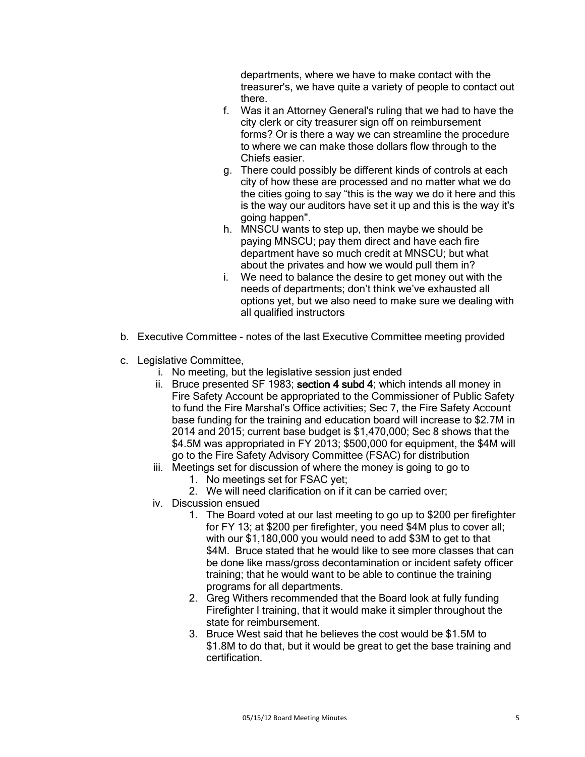departments, where we have to make contact with the treasurer's, we have quite a variety of people to contact out there.

f. Was it an Attorney General's ruling that we had to have the city clerk or city treasurer sign off on reimbursement forms? Or is there a way we can streamline the procedure to where we can make those dollars flow through to the Chiefs easier.

g. There could possibly be different kinds of controls at each city of how these are processed and no matter what we do the cities going to say "this is the way we do it here and this is the way our auditors have set it up and this is the way it's going happen".

h. MNSCU wants to step up, then maybe we should be paying MNSCU; pay them direct and have each fire department have so much credit at MNSCU; but what about the privates and how we would pull them in?

i. We need to balance the desire to get money out with the needs of departments; don't think we've exhausted all options yet, but we also need to make sure we dealing with all qualified instructors

b. Executive Committee - notes of the last Executive Committee meeting provided

c. Legislative Committee,
   i. No meeting, but the legislative session just ended
   ii. Bruce presented SF 1983; **section 4 subd 4**; which intends all money in Fire Safety Account be appropriated to the Commissioner of Public Safety to fund the Fire Marshal's Office activities; Sec 7, the Fire Safety Account base funding for the training and education board will increase to $2.7M in 2014 and 2015; current base budget is $1,470,000; Sec 8 shows that the $4.5M was appropriated in FY 2013; $500,000 for equipment, the $4M will go to the Fire Safety Advisory Committee (FSAC) for distribution
   iii. Meetings set for discussion of where the money is going to go to
      1. No meetings set for FSAC yet;
      2. We will need clarification on if it can be carried over;
   iv. Discussion ensued
      1. The Board voted at our last meeting to go up to $200 per firefighter for FY 13; at $200 per firefighter, you need $4M plus to cover all; with our $1,180,000 you would need to add $3M to get to that $4M. Bruce stated that he would like to see more classes that can be done like mass/gross decontamination or incident safety officer training; that he would want to be able to continue the training programs for all departments.
      2. Greg Withers recommended that the Board look at fully funding Firefighter I training, that it would make it simpler throughout the state for reimbursement.
      3. Bruce West said that he believes the cost would be $1.5M to $1.8M to do that, but it would be great to get the base training and certification.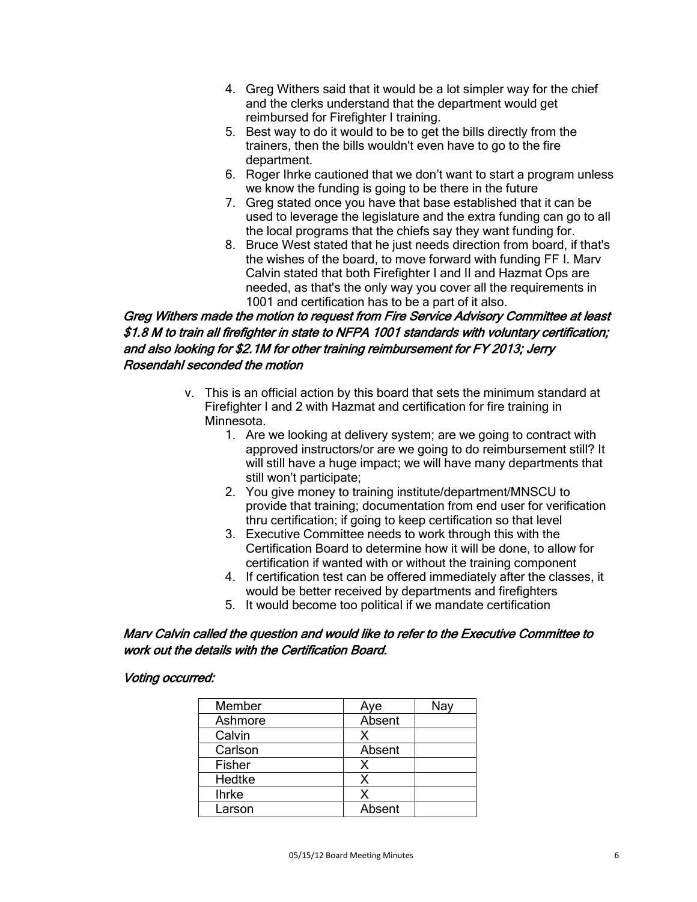4. Greg Withers said that it would be a lot simpler way for the chief and the clerks understand that the department would get reimbursed for Firefighter I training.
5. Best way to do it would to be to get the bills directly from the trainers, then the bills wouldn't even have to go to the fire department.
6. Roger Ihrke cautioned that we don't want to start a program unless we know the funding is going to be there in the future
7. Greg stated once you have that base established that it can be used to leverage the legislature and the extra funding can go to all the local programs that the chiefs say they want funding for.
8. Bruce West stated that he just needs direction from board, if that's the wishes of the board, to move forward with funding FF I. Marv Calvin stated that both Firefighter I and II and Hazmat Ops are needed, as that's the only way you cover all the requirements in 1001 and certification has to be a part of it also.

*Greg Withers made the motion to request from Fire Service Advisory Committee at least $1.8 M to train all firefighter in state to NFPA 1001 standards with voluntary certification; and also looking for $2.1M for other training reimbursement for FY 2013; Jerry Rosendahl seconded the motion*

v. This is an official action by this board that sets the minimum standard at Firefighter I and 2 with Hazmat and certification for fire training in Minnesota.
   1. Are we looking at delivery system; are we going to contract with approved instructors/or are we going to do reimbursement still? It will still have a huge impact; we will have many departments that still won't participate;
   2. You give money to training institute/department/MNSCU to provide that training; documentation from end user for verification thru certification; if going to keep certification so that level
   3. Executive Committee needs to work through this with the Certification Board to determine how it will be done, to allow for certification if wanted with or without the training component
   4. If certification test can be offered immediately after the classes, it would be better received by departments and firefighters
   5. It would become too political if we mandate certification

*Marv Calvin called the question and would like to refer to the Executive Committee to work out the details with the Certification Board.*

*Voting occurred:*

| Member | Aye | Nay |
|---|---|---|
| Ashmore | Absent | |
| Calvin | X | |
| Carlson | Absent | |
| Fisher | X | |
| Hedtke | X | |
| Ihrke | X | |
| Larson | Absent | |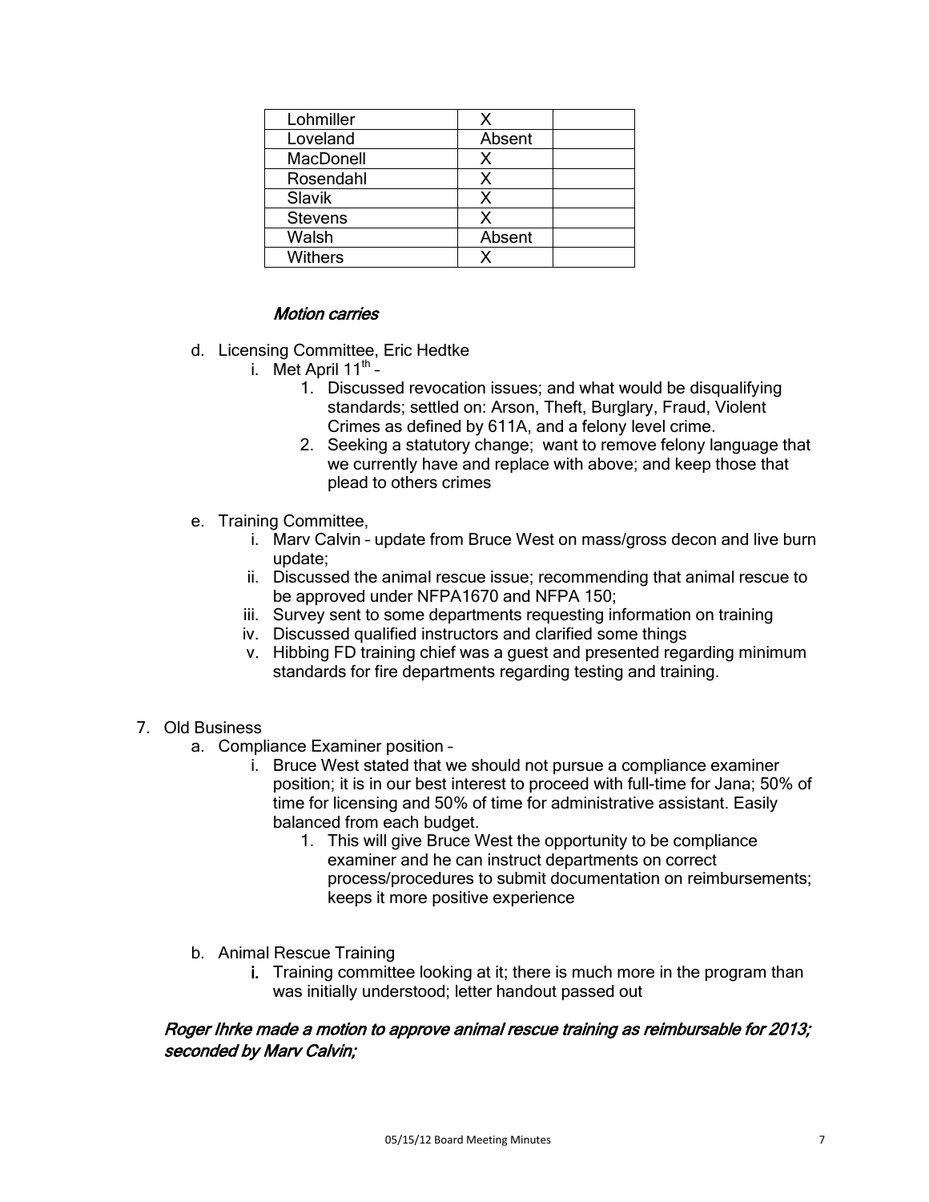| | | |
|---|---|---|
| Lohmiller | X | |
| Loveland | Absent | |
| MacDonell | X | |
| Rosendahl | X | |
| Slavik | X | |
| Stevens | X | |
| Walsh | Absent | |
| Withers | X | |

*Motion carries*

d. Licensing Committee, Eric Hedtke
   i. Met April 11th –
      1. Discussed revocation issues; and what would be disqualifying standards; settled on: Arson, Theft, Burglary, Fraud, Violent Crimes as defined by 611A, and a felony level crime.
      2. Seeking a statutory change; want to remove felony language that we currently have and replace with above; and keep those that plead to others crimes

e. Training Committee,
   i. Marv Calvin – update from Bruce West on mass/gross decon and live burn update;
   ii. Discussed the animal rescue issue; recommending that animal rescue to be approved under NFPA1670 and NFPA 150;
   iii. Survey sent to some departments requesting information on training
   iv. Discussed qualified instructors and clarified some things
   v. Hibbing FD training chief was a guest and presented regarding minimum standards for fire departments regarding testing and training.

7. Old Business
   a. Compliance Examiner position –
      i. Bruce West stated that we should not pursue a compliance examiner position; it is in our best interest to proceed with full-time for Jana; 50% of time for licensing and 50% of time for administrative assistant. Easily balanced from each budget.
         1. This will give Bruce West the opportunity to be compliance examiner and he can instruct departments on correct process/procedures to submit documentation on reimbursements; keeps it more positive experience

   b. Animal Rescue Training
      i. Training committee looking at it; there is much more in the program than was initially understood; letter handout passed out

*Roger Ihrke made a motion to approve animal rescue training as reimbursable for 2013; seconded by Marv Calvin;*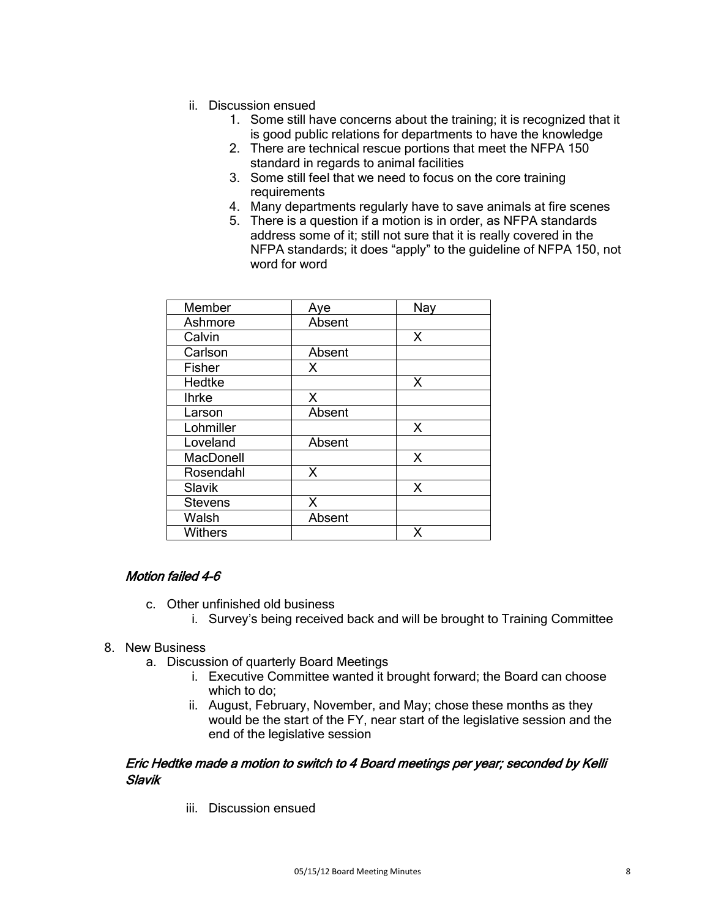ii. Discussion ensued
    1. Some still have concerns about the training; it is recognized that it is good public relations for departments to have the knowledge
    2. There are technical rescue portions that meet the NFPA 150 standard in regards to animal facilities
    3. Some still feel that we need to focus on the core training requirements
    4. Many departments regularly have to save animals at fire scenes
    5. There is a question if a motion is in order, as NFPA standards address some of it; still not sure that it is really covered in the NFPA standards; it does "apply" to the guideline of NFPA 150, not word for word

| Member | Aye | Nay |
|---|---|---|
| Ashmore | Absent | |
| Calvin | | X |
| Carlson | Absent | |
| Fisher | X | |
| Hedtke | | X |
| Ihrke | X | |
| Larson | Absent | |
| Lohmiller | | X |
| Loveland | Absent | |
| MacDonell | | X |
| Rosendahl | X | |
| Slavik | | X |
| Stevens | X | |
| Walsh | Absent | |
| Withers | | X |

*Motion failed 4-6*

c. Other unfinished old business
    i. Survey's being received back and will be brought to Training Committee

8. New Business
    a. Discussion of quarterly Board Meetings
        i. Executive Committee wanted it brought forward; the Board can choose which to do;
        ii. August, February, November, and May; chose these months as they would be the start of the FY, near start of the legislative session and the end of the legislative session

*Eric Hedtke made a motion to switch to 4 Board meetings per year; seconded by Kelli Slavik*

iii. Discussion ensued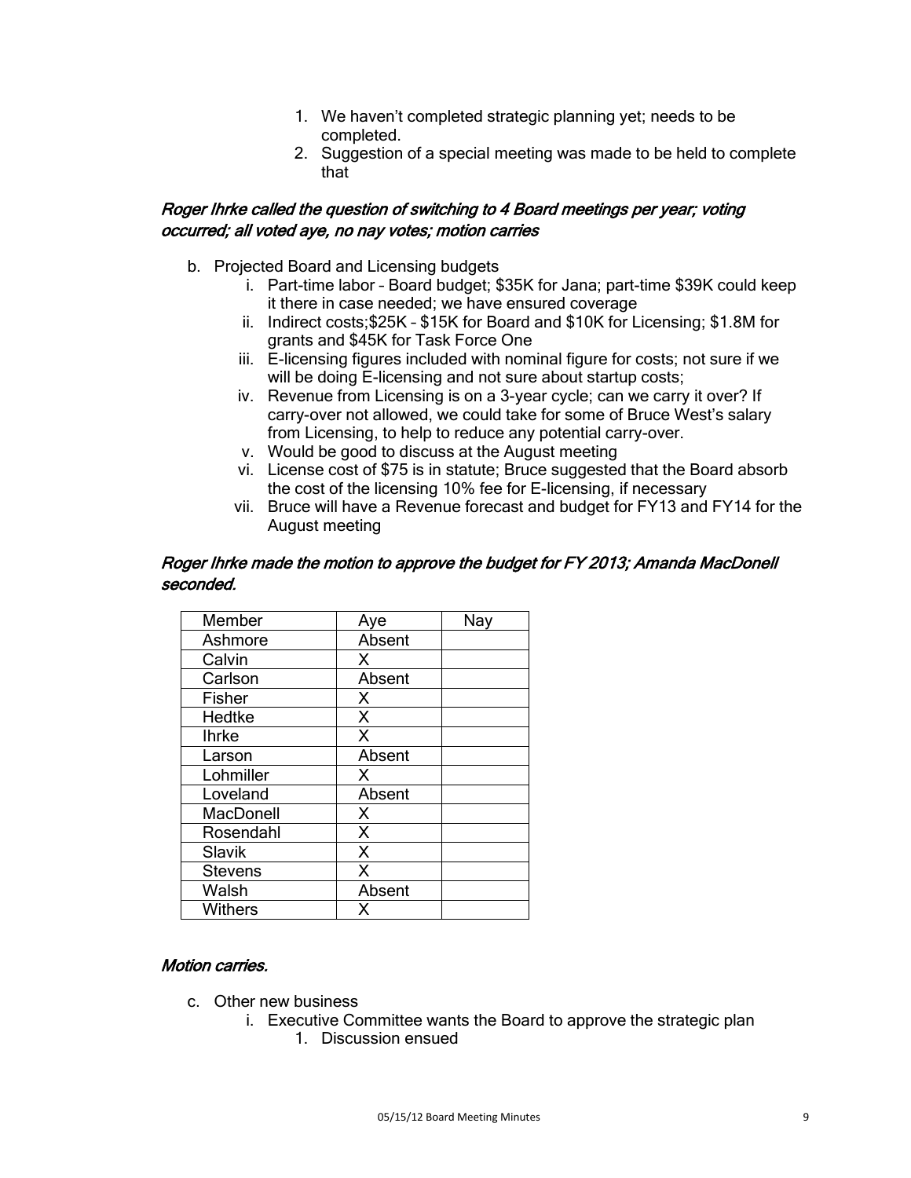1. We haven't completed strategic planning yet; needs to be completed.
2. Suggestion of a special meeting was made to be held to complete that

*Roger Ihrke called the question of switching to 4 Board meetings per year; voting occurred; all voted aye, no nay votes; motion carries*

b. Projected Board and Licensing budgets
   i. Part-time labor – Board budget; $35K for Jana; part-time $39K could keep it there in case needed; we have ensured coverage
   ii. Indirect costs;$25K – $15K for Board and $10K for Licensing; $1.8M for grants and $45K for Task Force One
   iii. E-licensing figures included with nominal figure for costs; not sure if we will be doing E-licensing and not sure about startup costs;
   iv. Revenue from Licensing is on a 3-year cycle; can we carry it over? If carry-over not allowed, we could take for some of Bruce West's salary from Licensing, to help to reduce any potential carry-over.
   v. Would be good to discuss at the August meeting
   vi. License cost of $75 is in statute; Bruce suggested that the Board absorb the cost of the licensing 10% fee for E-licensing, if necessary
   vii. Bruce will have a Revenue forecast and budget for FY13 and FY14 for the August meeting

*Roger Ihrke made the motion to approve the budget for FY 2013; Amanda MacDonell seconded.*

| Member | Aye | Nay |
|---|---|---|
| Ashmore | Absent | |
| Calvin | X | |
| Carlson | Absent | |
| Fisher | X | |
| Hedtke | X | |
| Ihrke | X | |
| Larson | Absent | |
| Lohmiller | X | |
| Loveland | Absent | |
| MacDonell | X | |
| Rosendahl | X | |
| Slavik | X | |
| Stevens | X | |
| Walsh | Absent | |
| Withers | X | |

*Motion carries.*

c. Other new business
   i. Executive Committee wants the Board to approve the strategic plan
      1. Discussion ensued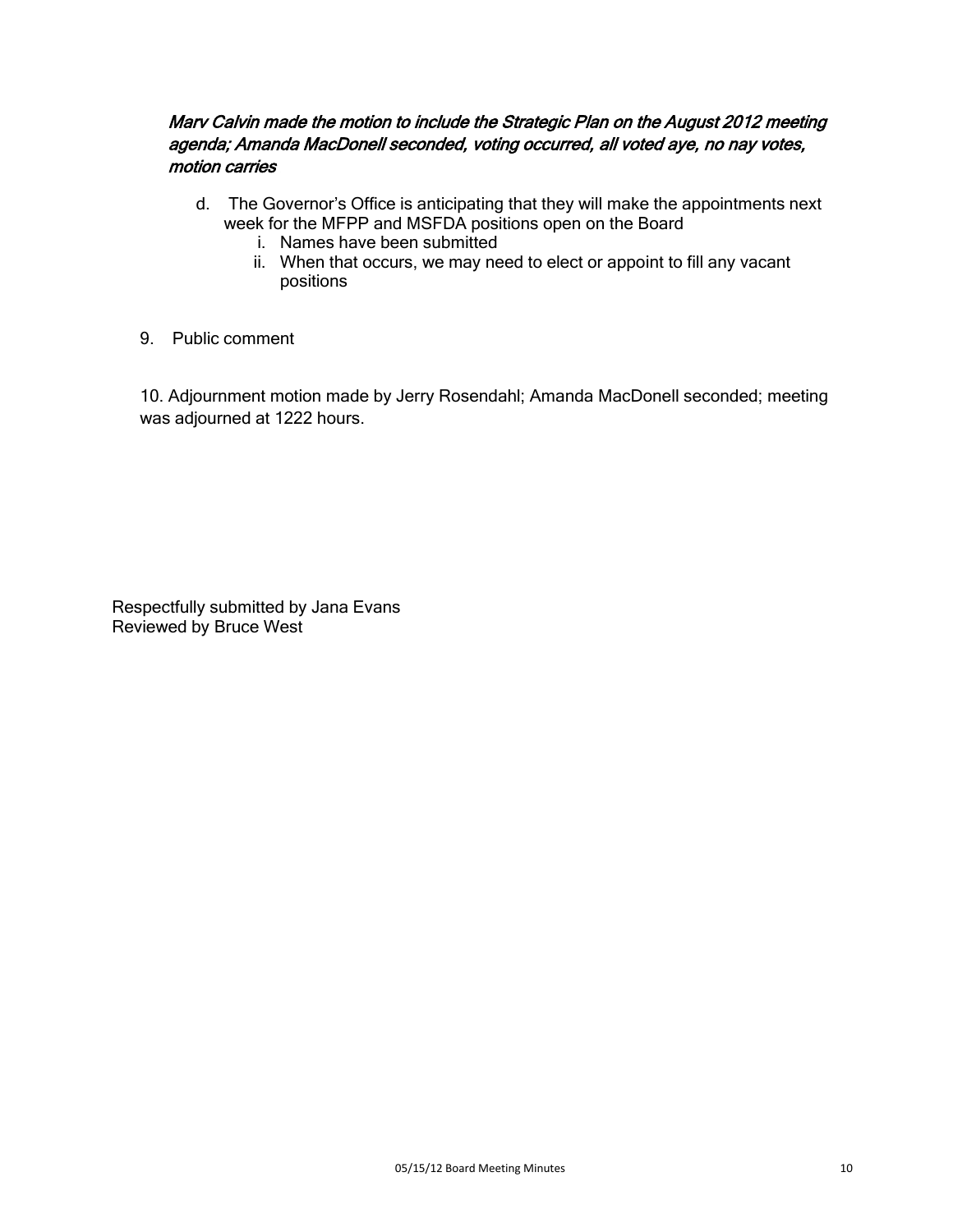*Marv Calvin made the motion to include the Strategic Plan on the August 2012 meeting agenda; Amanda MacDonell seconded, voting occurred, all voted aye, no nay votes, motion carries*

d. The Governor's Office is anticipating that they will make the appointments next week for the MFPP and MSFDA positions open on the Board
    i. Names have been submitted
    ii. When that occurs, we may need to elect or appoint to fill any vacant positions

9. Public comment

10. Adjournment motion made by Jerry Rosendahl; Amanda MacDonell seconded; meeting was adjourned at 1222 hours.

Respectfully submitted by Jana Evans
Reviewed by Bruce West